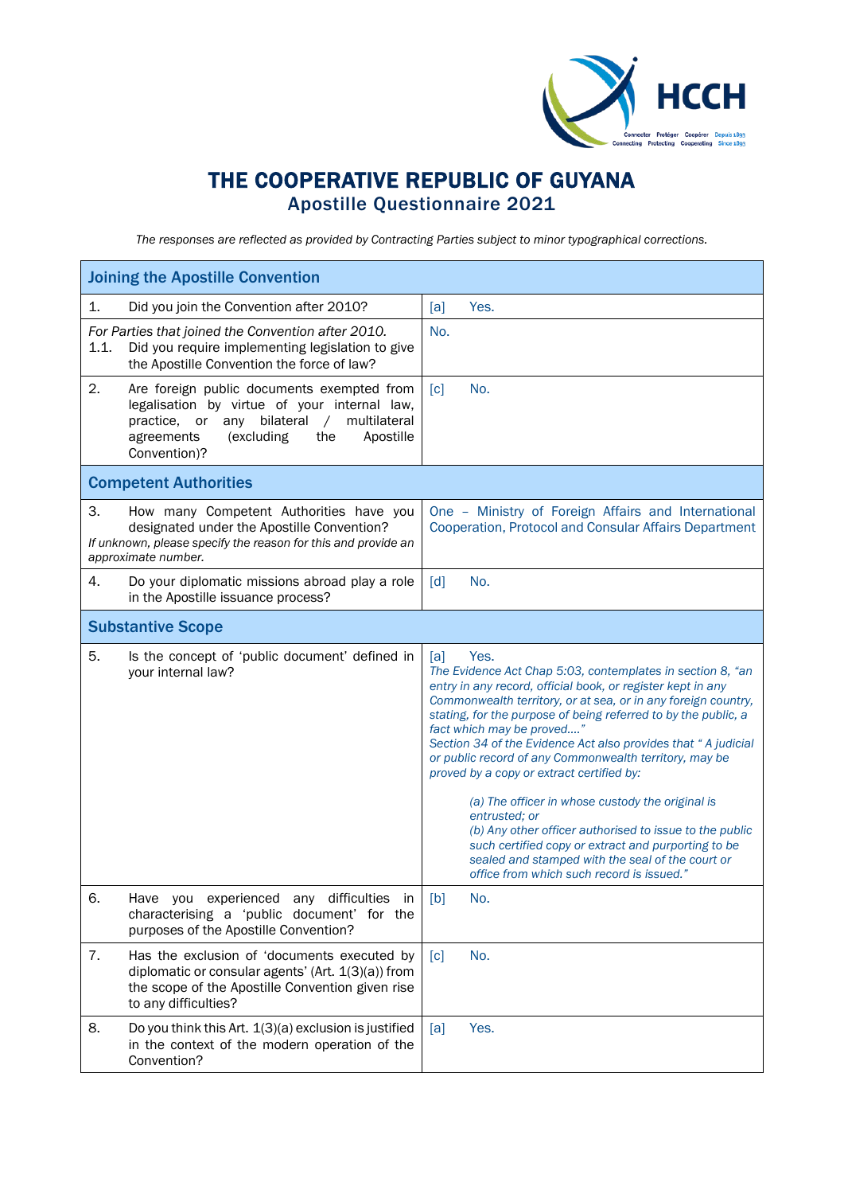# THE COOPERATIVE REPUBLIC OF GUYANA

## Apostille Questionnaire 2021

*The responses are reflected as provided by Contracting Parties subject to minor typographical corrections.*

| **Joining the Apostille Convention** | |
|---|---|
| 1. Did you join the Convention after 2010? | [a] Yes. |
| *For Parties that joined the Convention after 2010.* 1.1. Did you require implementing legislation to give the Apostille Convention the force of law? | No. |
| 2. Are foreign public documents exempted from legalisation by virtue of your internal law, practice, or any bilateral / multilateral agreements (excluding the Apostille Convention)? | [c] No. |
| **Competent Authorities** | |
| 3. How many Competent Authorities have you designated under the Apostille Convention? *If unknown, please specify the reason for this and provide an approximate number.* | One – Ministry of Foreign Affairs and International Cooperation, Protocol and Consular Affairs Department |
| 4. Do your diplomatic missions abroad play a role in the Apostille issuance process? | [d] No. |
| **Substantive Scope** | |
| 5. Is the concept of 'public document' defined in your internal law? | [a] Yes. *The Evidence Act Chap 5:03, contemplates in section 8, "an entry in any record, official book, or register kept in any Commonwealth territory, or at sea, or in any foreign country, stating, for the purpose of being referred to by the public, a fact which may be proved…." Section 34 of the Evidence Act also provides that " A judicial or public record of any Commonwealth territory, may be proved by a copy or extract certified by:* <br><br> *(a) The officer in whose custody the original is entrusted; or* <br> *(b) Any other officer authorised to issue to the public such certified copy or extract and purporting to be sealed and stamped with the seal of the court or office from which such record is issued."* |
| 6. Have you experienced any difficulties in characterising a 'public document' for the purposes of the Apostille Convention? | [b] No. |
| 7. Has the exclusion of 'documents executed by diplomatic or consular agents' (Art. 1(3)(a)) from the scope of the Apostille Convention given rise to any difficulties? | [c] No. |
| 8. Do you think this Art. 1(3)(a) exclusion is justified in the context of the modern operation of the Convention? | [a] Yes. |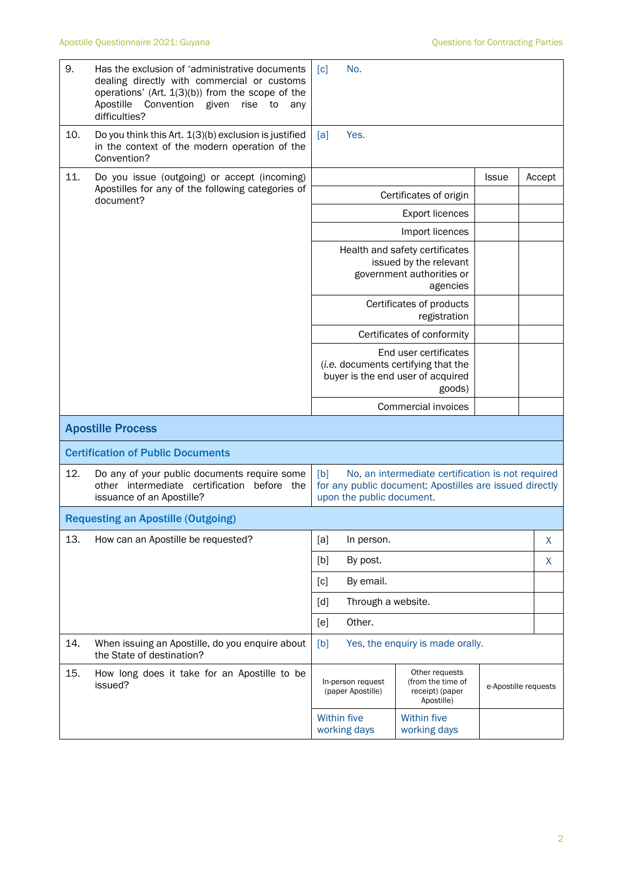| | | | | |
|---|---|---|---|---|
| 9. | Has the exclusion of 'administrative documents dealing directly with commercial or customs operations' (Art. 1(3)(b)) from the scope of the Apostille Convention given rise to any difficulties? | [c] No. | | |
| 10. | Do you think this Art. 1(3)(b) exclusion is justified in the context of the modern operation of the Convention? | [a] Yes. | | |
| 11. | Do you issue (outgoing) or accept (incoming) Apostilles for any of the following categories of document? | | Issue | Accept |
| | | Certificates of origin | | |
| | | Export licences | | |
| | | Import licences | | |
| | | Health and safety certificates issued by the relevant government authorities or agencies | | |
| | | Certificates of products registration | | |
| | | Certificates of conformity | | |
| | | End user certificates (*i.e.* documents certifying that the buyer is the end user of acquired goods) | | |
| | | Commercial invoices | | |

## Apostille Process

### Certification of Public Documents

| | | |
|---|---|---|
| 12. | Do any of your public documents require some other intermediate certification before the issuance of an Apostille? | [b] No, an intermediate certification is not required for any public document; Apostilles are issued directly upon the public document. |

### Requesting an Apostille (Outgoing)

| | | | |
|---|---|---|---|
| 13. | How can an Apostille be requested? | [a] In person. | X |
| | | [b] By post. | X |
| | | [c] By email. | |
| | | [d] Through a website. | |
| | | [e] Other. | |
| 14. | When issuing an Apostille, do you enquire about the State of destination? | [b] Yes, the enquiry is made orally. | |

| | | | | |
|---|---|---|---|---|
| 15. | How long does it take for an Apostille to be issued? | In-person request (paper Apostille) | Other requests (from the time of receipt) (paper Apostille) | e-Apostille requests |
| | | Within five working days | Within five working days | |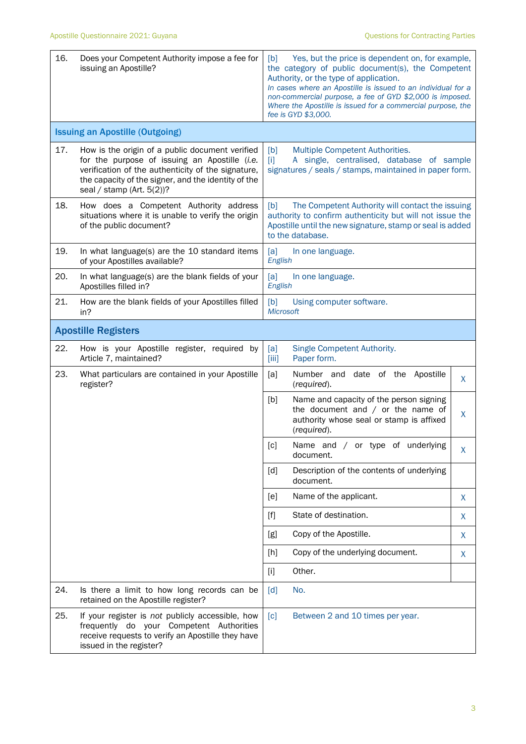| | | | |
|---|---|---|---|
| 16. | Does your Competent Authority impose a fee for issuing an Apostille? | [b] Yes, but the price is dependent on, for example, the category of public document(s), the Competent Authority, or the type of application.<br>*In cases where an Apostille is issued to an individual for a non-commercial purpose, a fee of GYD $2,000 is imposed. Where the Apostille is issued for a commercial purpose, the fee is GYD $3,000.* | |
| **Issuing an Apostille (Outgoing)** | | | |
| 17. | How is the origin of a public document verified for the purpose of issuing an Apostille (*i.e.* verification of the authenticity of the signature, the capacity of the signer, and the identity of the seal / stamp (Art. 5(2))? | [b] Multiple Competent Authorities.<br>[i] A single, centralised, database of sample signatures / seals / stamps, maintained in paper form. | |
| 18. | How does a Competent Authority address situations where it is unable to verify the origin of the public document? | [b] The Competent Authority will contact the issuing authority to confirm authenticity but will not issue the Apostille until the new signature, stamp or seal is added to the database. | |
| 19. | In what language(s) are the 10 standard items of your Apostilles available? | [a] In one language.<br>*English* | |
| 20. | In what language(s) are the blank fields of your Apostilles filled in? | [a] In one language.<br>*English* | |
| 21. | How are the blank fields of your Apostilles filled in? | [b] Using computer software.<br>*Microsoft* | |
| **Apostille Registers** | | | |
| 22. | How is your Apostille register, required by Article 7, maintained? | [a] Single Competent Authority.<br>[iii] Paper form. | |
| 23. | What particulars are contained in your Apostille register? | [a] Number and date of the Apostille (*required*). | X |
| | | [b] Name and capacity of the person signing the document and / or the name of authority whose seal or stamp is affixed (*required*). | X |
| | | [c] Name and / or type of underlying document. | X |
| | | [d] Description of the contents of underlying document. | |
| | | [e] Name of the applicant. | X |
| | | [f] State of destination. | X |
| | | [g] Copy of the Apostille. | X |
| | | [h] Copy of the underlying document. | X |
| | | [i] Other. | |
| 24. | Is there a limit to how long records can be retained on the Apostille register? | [d] No. | |
| 25. | If your register is *not* publicly accessible, how frequently do your Competent Authorities receive requests to verify an Apostille they have issued in the register? | [c] Between 2 and 10 times per year. | |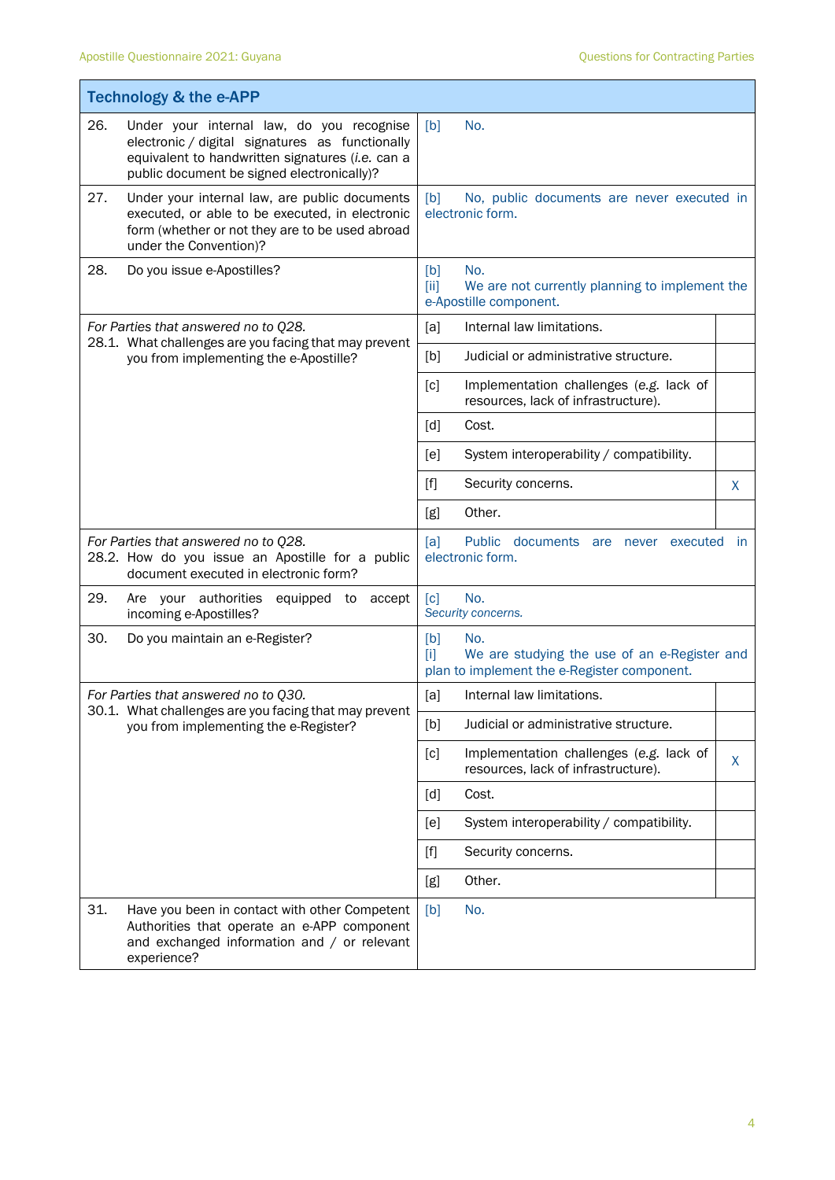| Technology & the e-APP | | |
|---|---|---|
| 26. Under your internal law, do you recognise electronic / digital signatures as functionally equivalent to handwritten signatures (*i.e.* can a public document be signed electronically)? | [b] No. | |
| 27. Under your internal law, are public documents executed, or able to be executed, in electronic form (whether or not they are to be used abroad under the Convention)? | [b] No, public documents are never executed in electronic form. | |
| 28. Do you issue e-Apostilles? | [b] No.<br>[ii] We are not currently planning to implement the e-Apostille component. | |
| *For Parties that answered no to Q28.*<br>28.1. What challenges are you facing that may prevent you from implementing the e-Apostille? | [a] Internal law limitations. | |
| | [b] Judicial or administrative structure. | |
| | [c] Implementation challenges (*e.g.* lack of resources, lack of infrastructure). | |
| | [d] Cost. | |
| | [e] System interoperability / compatibility. | |
| | [f] Security concerns. | X |
| | [g] Other. | |
| *For Parties that answered no to Q28.*<br>28.2. How do you issue an Apostille for a public document executed in electronic form? | [a] Public documents are never executed in electronic form. | |
| 29. Are your authorities equipped to accept incoming e-Apostilles? | [c] No.<br>*Security concerns.* | |
| 30. Do you maintain an e-Register? | [b] No.<br>[i] We are studying the use of an e-Register and plan to implement the e-Register component. | |
| *For Parties that answered no to Q30.*<br>30.1. What challenges are you facing that may prevent you from implementing the e-Register? | [a] Internal law limitations. | |
| | [b] Judicial or administrative structure. | |
| | [c] Implementation challenges (*e.g.* lack of resources, lack of infrastructure). | X |
| | [d] Cost. | |
| | [e] System interoperability / compatibility. | |
| | [f] Security concerns. | |
| | [g] Other. | |
| 31. Have you been in contact with other Competent Authorities that operate an e-APP component and exchanged information and / or relevant experience? | [b] No. | |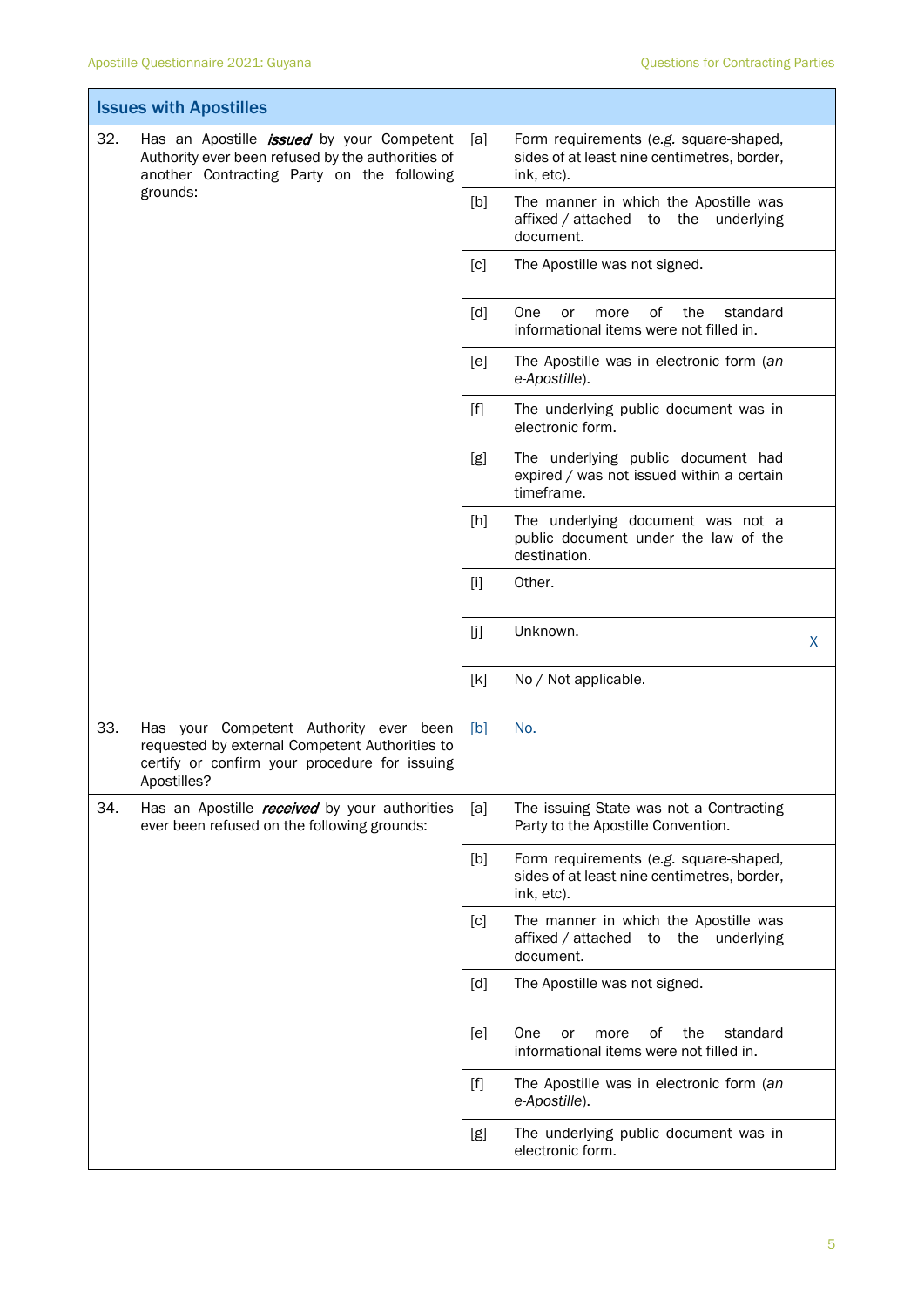| Issues with Apostilles | | | |
|---|---|---|---|
| 32. Has an Apostille ***issued*** by your Competent Authority ever been refused by the authorities of another Contracting Party on the following grounds: | [a] | Form requirements (e.g. square-shaped, sides of at least nine centimetres, border, ink, etc). | |
| | [b] | The manner in which the Apostille was affixed / attached to the underlying document. | |
| | [c] | The Apostille was not signed. | |
| | [d] | One or more of the standard informational items were not filled in. | |
| | [e] | The Apostille was in electronic form (*an e-Apostille*). | |
| | [f] | The underlying public document was in electronic form. | |
| | [g] | The underlying public document had expired / was not issued within a certain timeframe. | |
| | [h] | The underlying document was not a public document under the law of the destination. | |
| | [i] | Other. | |
| | [j] | Unknown. | X |
| | [k] | No / Not applicable. | |
| 33. Has your Competent Authority ever been requested by external Competent Authorities to certify or confirm your procedure for issuing Apostilles? | [b] | No. | |
| 34. Has an Apostille ***received*** by your authorities ever been refused on the following grounds: | [a] | The issuing State was not a Contracting Party to the Apostille Convention. | |
| | [b] | Form requirements (e.g. square-shaped, sides of at least nine centimetres, border, ink, etc). | |
| | [c] | The manner in which the Apostille was affixed / attached to the underlying document. | |
| | [d] | The Apostille was not signed. | |
| | [e] | One or more of the standard informational items were not filled in. | |
| | [f] | The Apostille was in electronic form (*an e-Apostille*). | |
| | [g] | The underlying public document was in electronic form. | |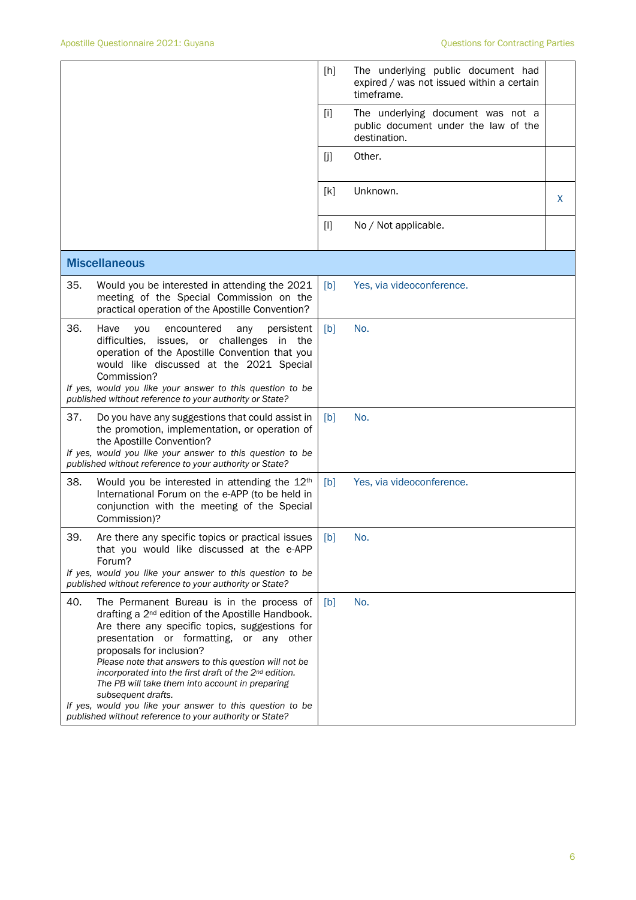| | | | |
|---|---|---|---|
| | [h] | The underlying public document had expired / was not issued within a certain timeframe. | |
| | [i] | The underlying document was not a public document under the law of the destination. | |
| | [j] | Other. | |
| | [k] | Unknown. | X |
| | [l] | No / Not applicable. | |

## Miscellaneous

| | | |
|---|---|---|
| 35. Would you be interested in attending the 2021 meeting of the Special Commission on the practical operation of the Apostille Convention? | [b] | Yes, via videoconference. |
| 36. Have you encountered any persistent difficulties, issues, or challenges in the operation of the Apostille Convention that you would like discussed at the 2021 Special Commission? *If yes, would you like your answer to this question to be published without reference to your authority or State?* | [b] | No. |
| 37. Do you have any suggestions that could assist in the promotion, implementation, or operation of the Apostille Convention? *If yes, would you like your answer to this question to be published without reference to your authority or State?* | [b] | No. |
| 38. Would you be interested in attending the 12th International Forum on the e-APP (to be held in conjunction with the meeting of the Special Commission)? | [b] | Yes, via videoconference. |
| 39. Are there any specific topics or practical issues that you would like discussed at the e-APP Forum? *If yes, would you like your answer to this question to be published without reference to your authority or State?* | [b] | No. |
| 40. The Permanent Bureau is in the process of drafting a 2nd edition of the Apostille Handbook. Are there any specific topics, suggestions for presentation or formatting, or any other proposals for inclusion? *Please note that answers to this question will not be incorporated into the first draft of the 2nd edition. The PB will take them into account in preparing subsequent drafts.* *If yes, would you like your answer to this question to be published without reference to your authority or State?* | [b] | No. |